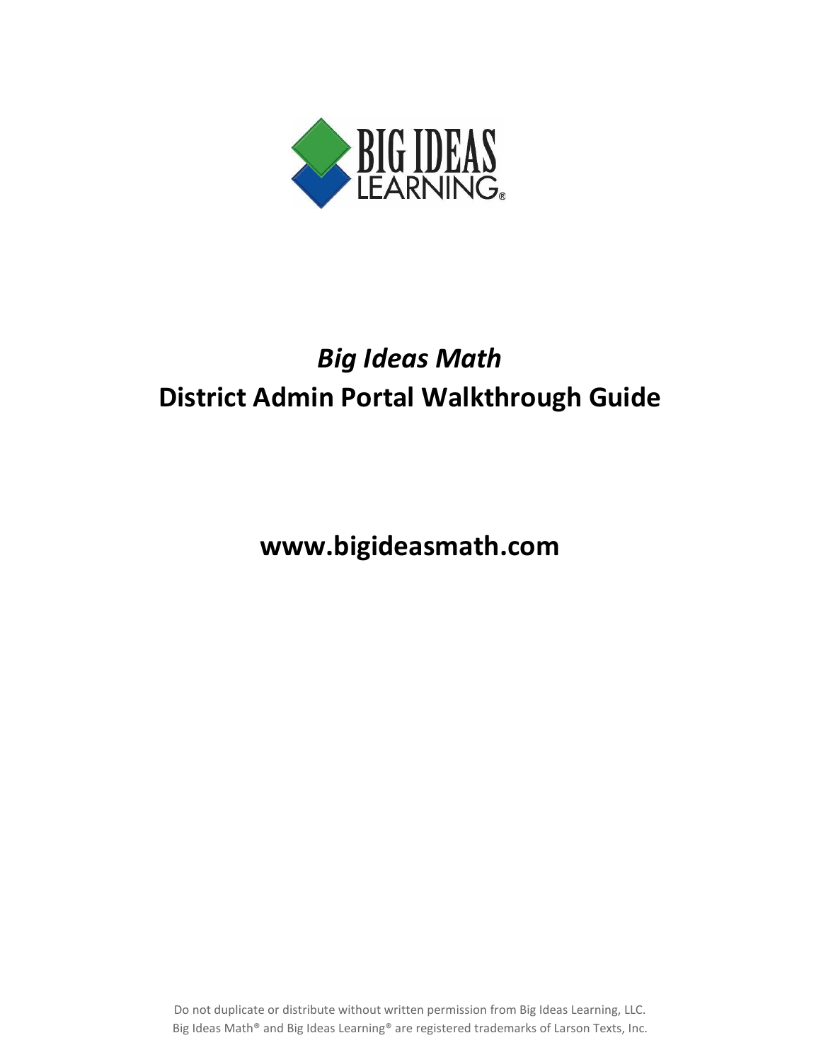# *Big Ideas Math*

# District Admin Portal Walkthrough Guide

**www.bigideasmath.com**

Do not duplicate or distribute without written permission from Big Ideas Learning, LLC.
Big Ideas Math® and Big Ideas Learning® are registered trademarks of Larson Texts, Inc.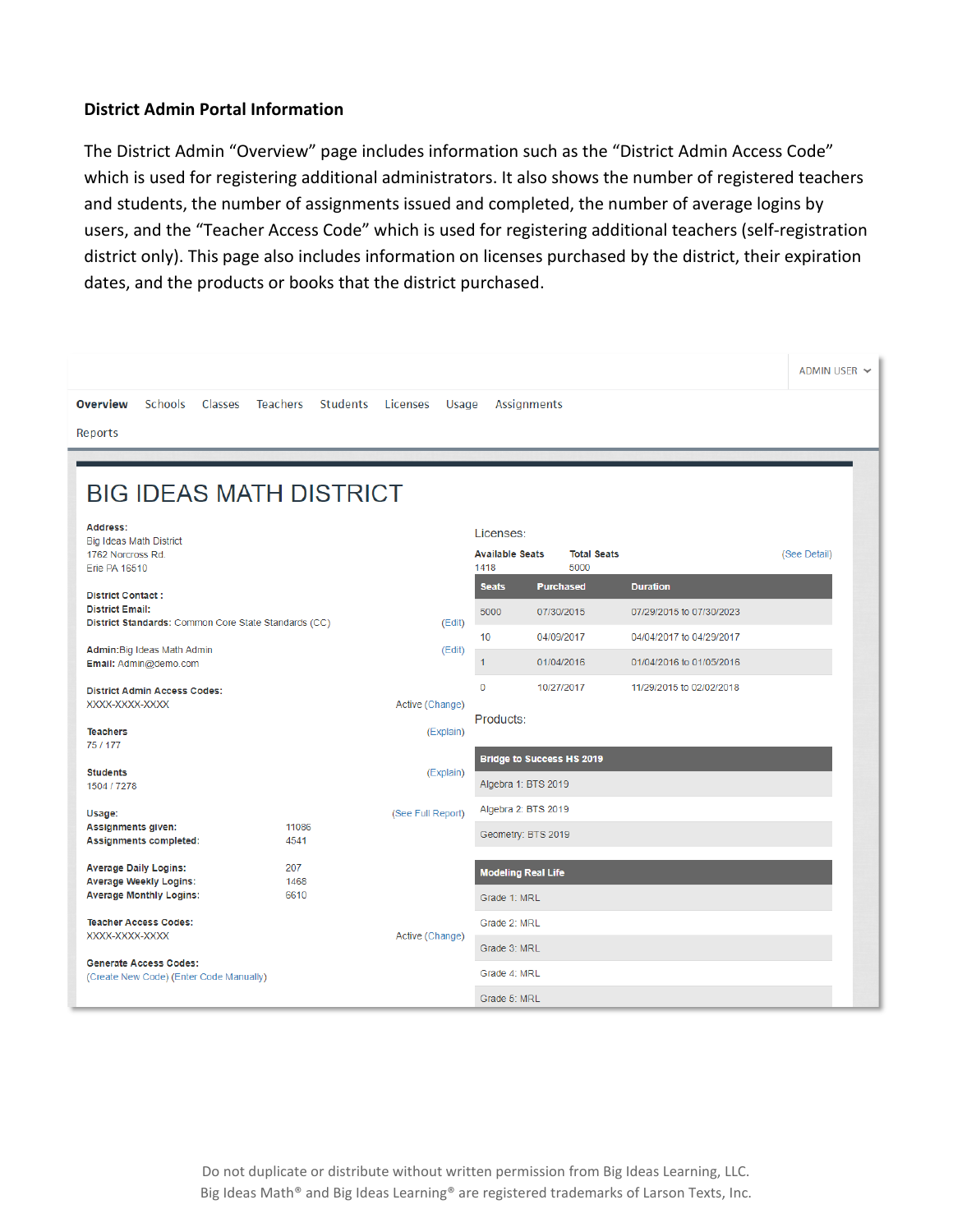**District Admin Portal Information**

The District Admin "Overview" page includes information such as the "District Admin Access Code" which is used for registering additional administrators. It also shows the number of registered teachers and students, the number of assignments issued and completed, the number of average logins by users, and the "Teacher Access Code" which is used for registering additional teachers (self-registration district only). This page also includes information on licenses purchased by the district, their expiration dates, and the products or books that the district purchased.

ADMIN USER

Overview | Schools | Classes | Teachers | Students | Licenses | Usage | Assignments | Reports

# BIG IDEAS MATH DISTRICT

**Address:**
Big Ideas Math District
1762 Norcross Rd.
Erie PA 16510

**District Contact :**
**District Email:**
**District Standards:** Common Core State Standards (CC) (Edit)

**Admin:** Big Ideas Math Admin (Edit)
**Email:** Admin@demo.com

**District Admin Access Codes:**
XXXX-XXXX-XXXX Active (Change)

**Teachers** (Explain)
75 / 177

**Students** (Explain)
1504 / 7278

**Usage:** (See Full Report)

| | |
|---|---|
| **Assignments given:** | 11086 |
| **Assignments completed:** | 4541 |
| **Average Daily Logins:** | 207 |
| **Average Weekly Logins:** | 1468 |
| **Average Monthly Logins:** | 6610 |

**Teacher Access Codes:**
XXXX-XXXX-XXXX Active (Change)

**Generate Access Codes:**
(Create New Code) (Enter Code Manually)

Licenses:

**Available Seats** 1418 **Total Seats** 5000 (See Detail)

| Seats | Purchased | Duration |
|---|---|---|
| 5000 | 07/30/2015 | 07/29/2015 to 07/30/2023 |
| 10 | 04/09/2017 | 04/04/2017 to 04/29/2017 |
| 1 | 01/04/2016 | 01/04/2016 to 01/05/2016 |
| 0 | 10/27/2017 | 11/29/2015 to 02/02/2018 |

Products:

| Bridge to Success HS 2019 |
|---|
| Algebra 1: BTS 2019 |
| Algebra 2: BTS 2019 |
| Geometry: BTS 2019 |

| Modeling Real Life |
|---|
| Grade 1: MRL |
| Grade 2: MRL |
| Grade 3: MRL |
| Grade 4: MRL |
| Grade 5: MRL |

Do not duplicate or distribute without written permission from Big Ideas Learning, LLC.
Big Ideas Math® and Big Ideas Learning® are registered trademarks of Larson Texts, Inc.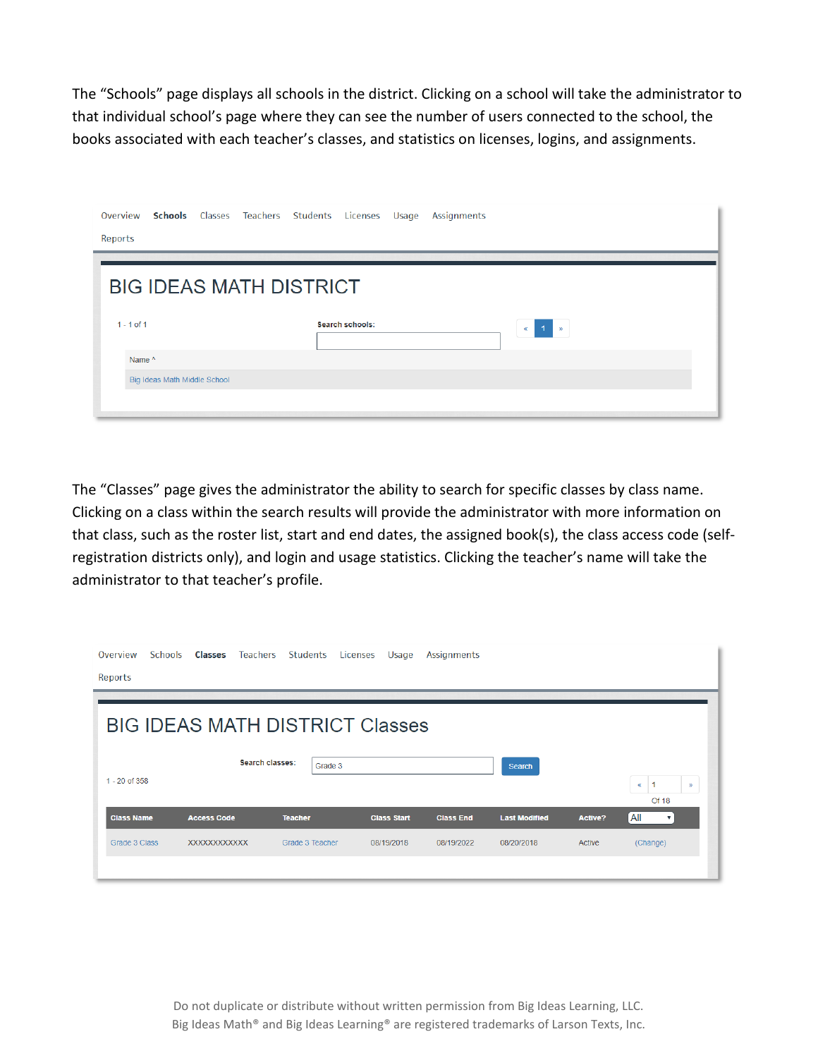The “Schools” page displays all schools in the district. Clicking on a school will take the administrator to that individual school’s page where they can see the number of users connected to the school, the books associated with each teacher’s classes, and statistics on licenses, logins, and assignments.

Overview Schools Classes Teachers Students Licenses Usage Assignments Reports

BIG IDEAS MATH DISTRICT

1 - 1 of 1 Search schools: « 1 »

| Name ^ |
| --- |
| Big Ideas Math Middle School |

The “Classes” page gives the administrator the ability to search for specific classes by class name. Clicking on a class within the search results will provide the administrator with more information on that class, such as the roster list, start and end dates, the assigned book(s), the class access code (self-registration districts only), and login and usage statistics. Clicking the teacher’s name will take the administrator to that teacher’s profile.

Overview Schools Classes Teachers Students Licenses Usage Assignments Reports

BIG IDEAS MATH DISTRICT Classes

Search classes: Grade 3 Search

1 - 20 of 358 « 1 » Of 18

| Class Name | Access Code | Teacher | Class Start | Class End | Last Modified | Active? | All |
| --- | --- | --- | --- | --- | --- | --- | --- |
| Grade 3 Class | XXXXXXXXXXXX | Grade 3 Teacher | 08/19/2018 | 08/19/2022 | 08/20/2018 | Active | (Change) |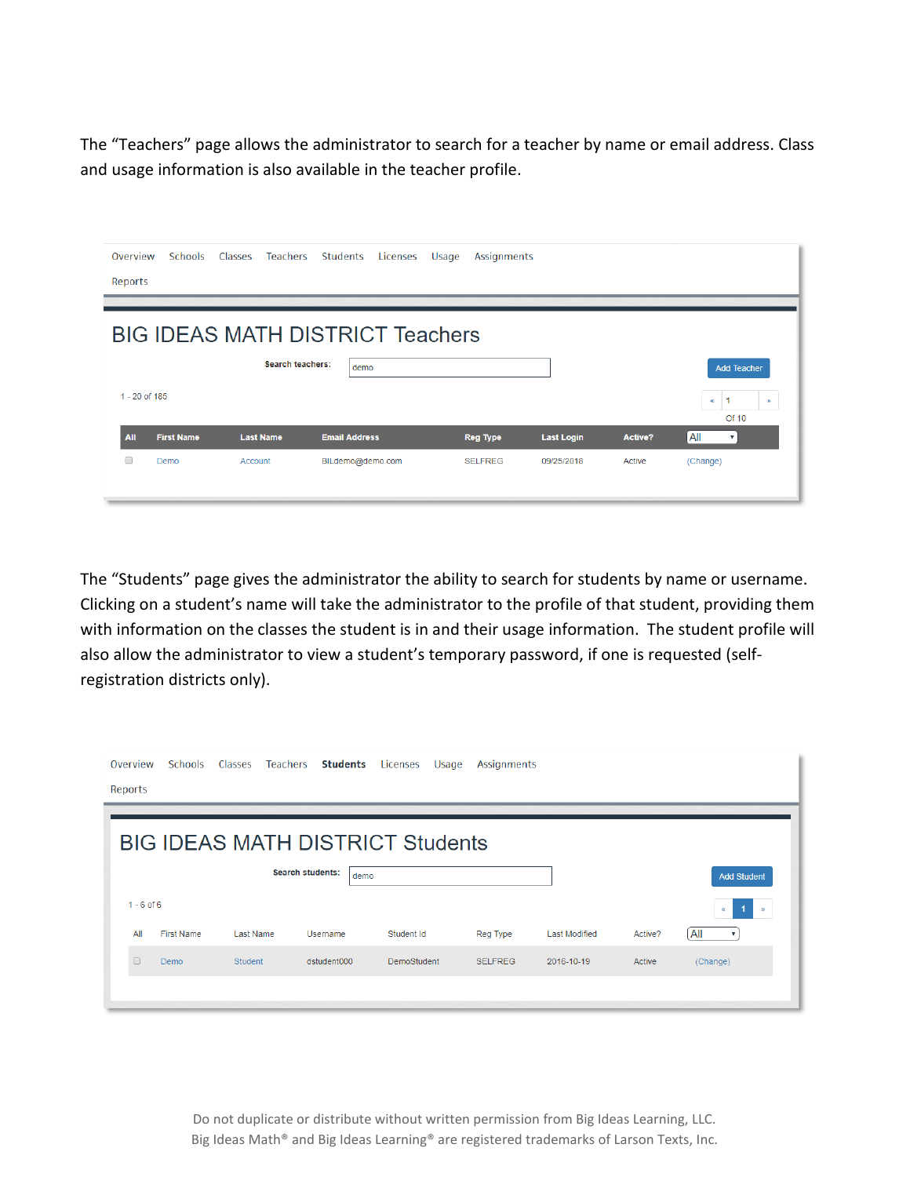The “Teachers” page allows the administrator to search for a teacher by name or email address. Class and usage information is also available in the teacher profile.

Overview Schools Classes Teachers Students Licenses Usage Assignments Reports

## BIG IDEAS MATH DISTRICT Teachers

Search teachers: demo

Add Teacher

1 - 20 of 185

« 1 » Of 10

| All | First Name | Last Name | Email Address | Reg Type | Last Login | Active? | All |
|---|---|---|---|---|---|---|---|
| ☐ | Demo | Account | BILdemo@demo.com | SELFREG | 09/25/2018 | Active | (Change) |

The “Students” page gives the administrator the ability to search for students by name or username. Clicking on a student’s name will take the administrator to the profile of that student, providing them with information on the classes the student is in and their usage information. The student profile will also allow the administrator to view a student’s temporary password, if one is requested (self-registration districts only).

Overview Schools Classes Teachers **Students** Licenses Usage Assignments Reports

## BIG IDEAS MATH DISTRICT Students

Search students: demo

Add Student

1 - 6 of 6

« 1 »

| All | First Name | Last Name | Username | Student Id | Reg Type | Last Modified | Active? | All |
|---|---|---|---|---|---|---|---|---|
| ☐ | Demo | Student | dstudent000 | DemoStudent | SELFREG | 2016-10-19 | Active | (Change) |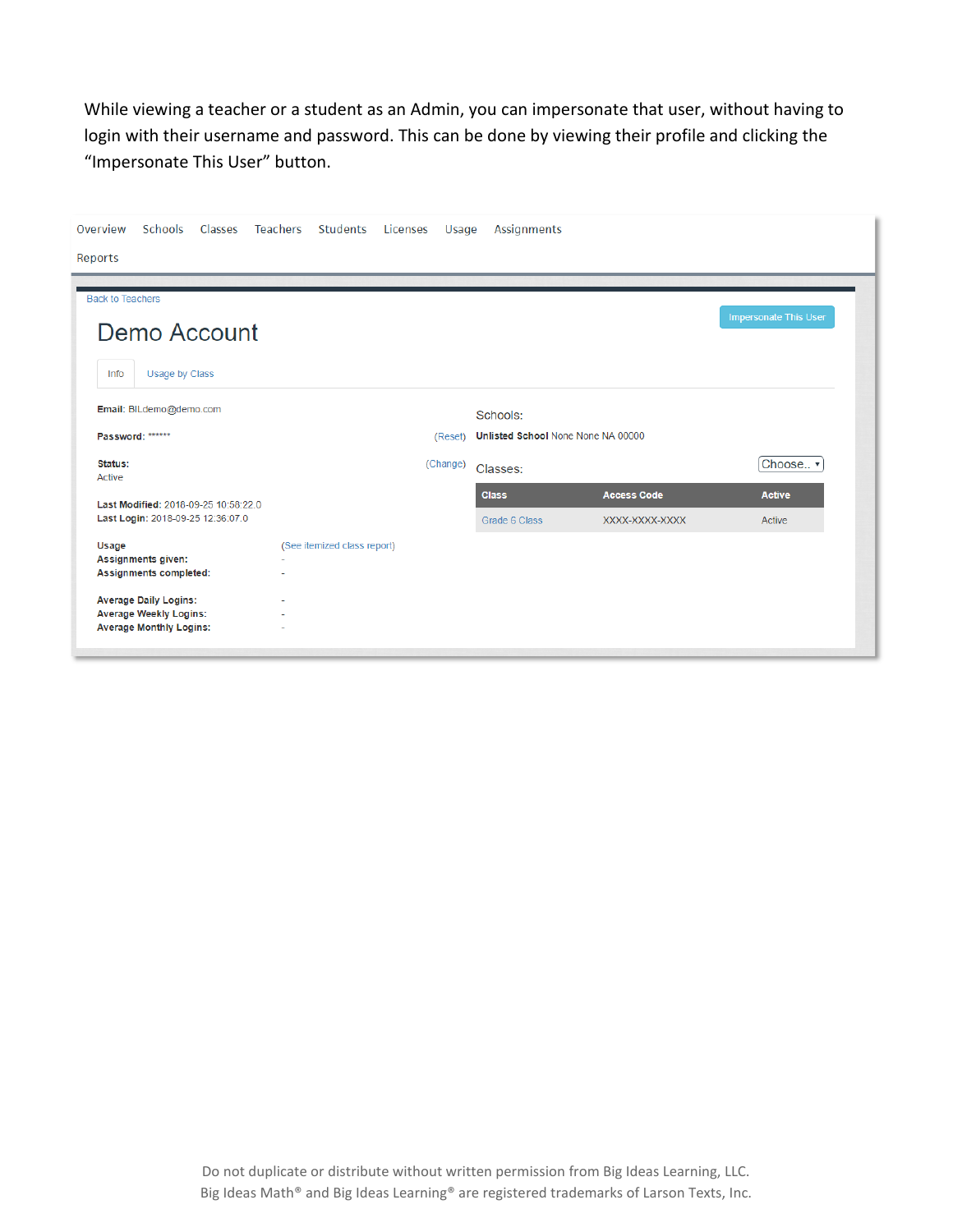While viewing a teacher or a student as an Admin, you can impersonate that user, without having to login with their username and password. This can be done by viewing their profile and clicking the "Impersonate This User" button.

Overview Schools Classes Teachers Students Licenses Usage Assignments

Reports

Back to Teachers

Impersonate This User

# Demo Account

Info | Usage by Class

**Email:** BILdemo@demo.com

**Password:** ****** (Reset)

**Status:** Active (Change)

**Last Modified:** 2018-09-25 10:58:22.0
**Last Login:** 2018-09-25 12:36:07.0

Usage (See itemized class report)
**Assignments given:** -
**Assignments completed:** -

**Average Daily Logins:** -
**Average Weekly Logins:** -
**Average Monthly Logins:** -

Schools:
**Unlisted School** None None NA 00000

Classes: Choose..

| Class | Access Code | Active |
| --- | --- | --- |
| Grade 6 Class | XXXX-XXXX-XXXX | Active |

Do not duplicate or distribute without written permission from Big Ideas Learning, LLC.
Big Ideas Math® and Big Ideas Learning® are registered trademarks of Larson Texts, Inc.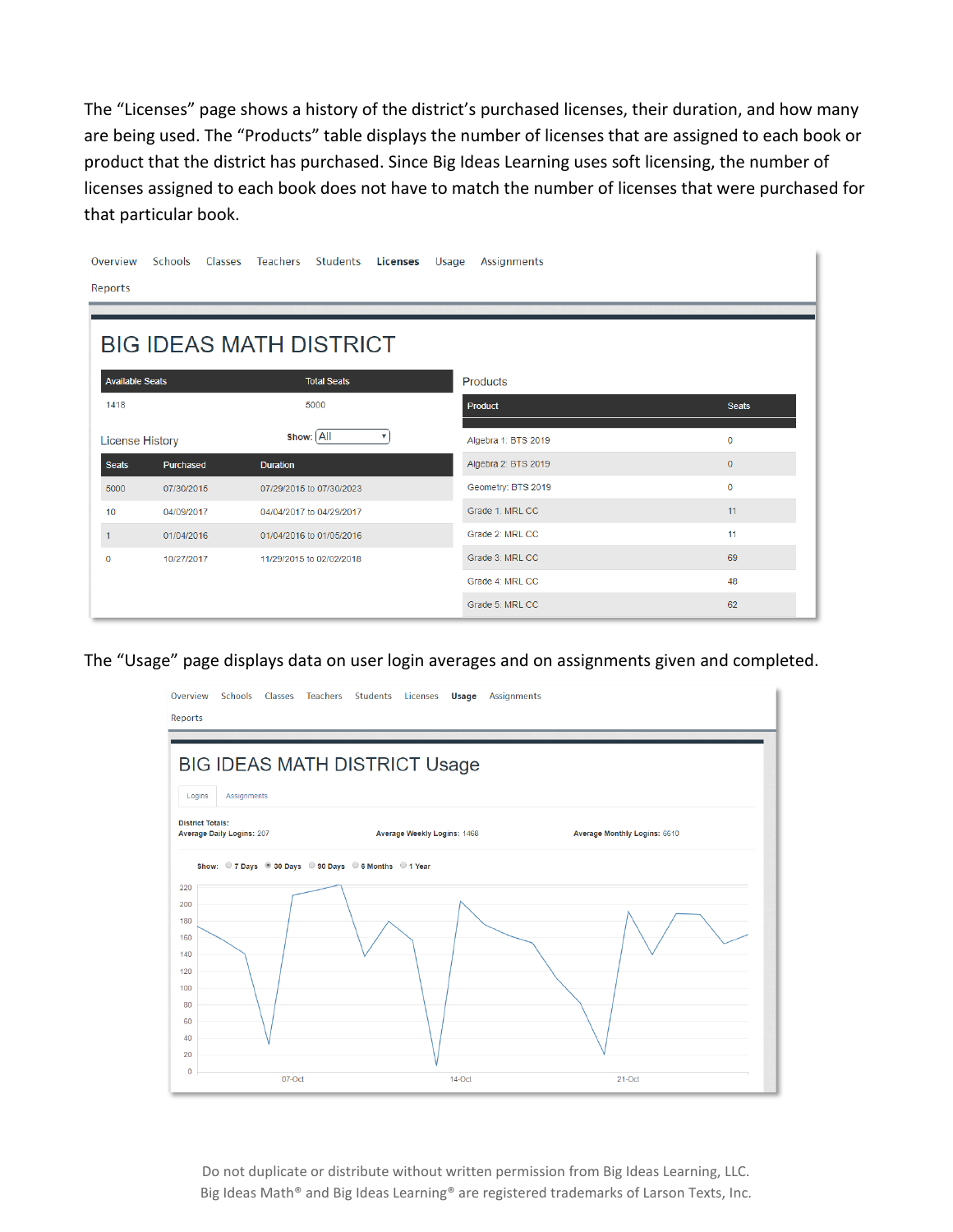The "Licenses" page shows a history of the district's purchased licenses, their duration, and how many are being used. The "Products" table displays the number of licenses that are assigned to each book or product that the district has purchased. Since Big Ideas Learning uses soft licensing, the number of licenses assigned to each book does not have to match the number of licenses that were purchased for that particular book.

Overview Schools Classes Teachers Students **Licenses** Usage Assignments Reports

# BIG IDEAS MATH DISTRICT

| Available Seats | Total Seats |
|---|---|
| 1418 | 5000 |

License History — Show: All

| Seats | Purchased | Duration |
|---|---|---|
| 5000 | 07/30/2015 | 07/29/2015 to 07/30/2023 |
| 10 | 04/09/2017 | 04/04/2017 to 04/29/2017 |
| 1 | 01/04/2016 | 01/04/2016 to 01/05/2016 |
| 0 | 10/27/2017 | 11/29/2015 to 02/02/2018 |

Products

| Product | Seats |
|---|---|
| Algebra 1: BTS 2019 | 0 |
| Algebra 2: BTS 2019 | 0 |
| Geometry: BTS 2019 | 0 |
| Grade 1: MRL CC | 11 |
| Grade 2: MRL CC | 11 |
| Grade 3: MRL CC | 69 |
| Grade 4: MRL CC | 48 |
| Grade 5: MRL CC | 62 |

The "Usage" page displays data on user login averages and on assignments given and completed.

Overview Schools Classes Teachers Students Licenses **Usage** Assignments Reports

# BIG IDEAS MATH DISTRICT Usage

Logins | Assignments

**District Totals:**
**Average Daily Logins:** 207 **Average Weekly Logins:** 1468 **Average Monthly Logins:** 6610

Show: 7 Days | 30 Days | 90 Days | 6 Months | 1 Year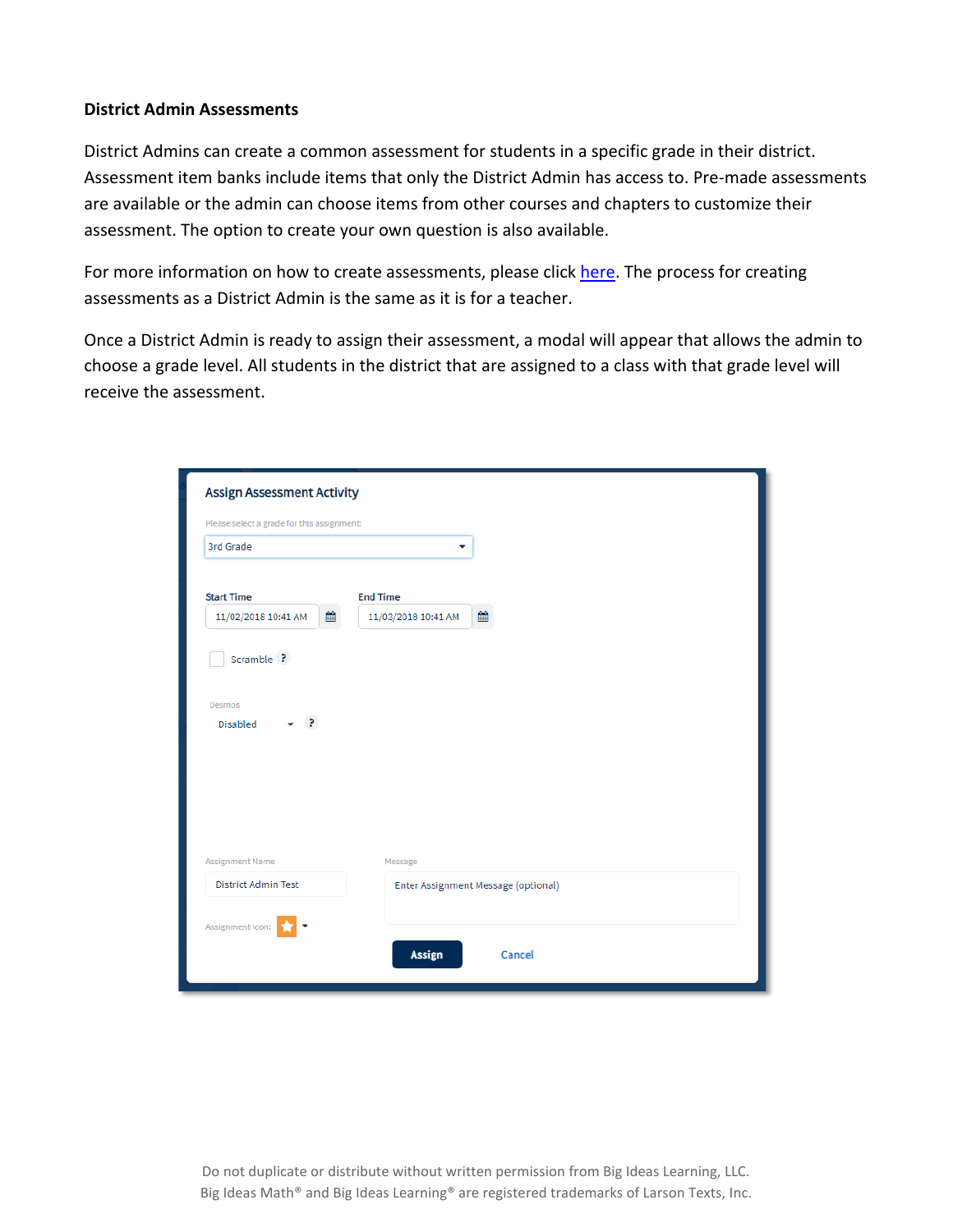**District Admin Assessments**

District Admins can create a common assessment for students in a specific grade in their district. Assessment item banks include items that only the District Admin has access to. Pre-made assessments are available or the admin can choose items from other courses and chapters to customize their assessment. The option to create your own question is also available.

For more information on how to create assessments, please click here. The process for creating assessments as a District Admin is the same as it is for a teacher.

Once a District Admin is ready to assign their assessment, a modal will appear that allows the admin to choose a grade level. All students in the district that are assigned to a class with that grade level will receive the assessment.

Assign Assessment Activity

Please select a grade for this assignment:

3rd Grade

Start Time
11/02/2018 10:41 AM

End Time
11/03/2018 10:41 AM

Scramble ?

Desmos
Disabled ?

Assignment Name
District Admin Test

Message
Enter Assignment Message (optional)

Assignment Icon:

Assign Cancel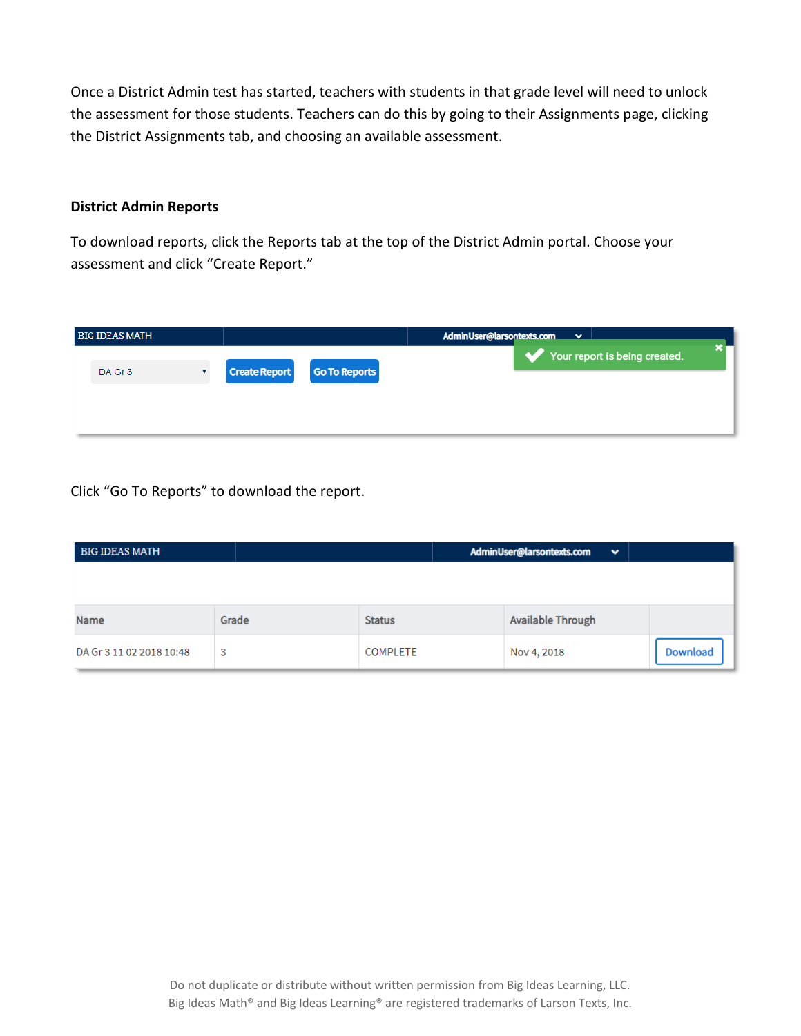Once a District Admin test has started, teachers with students in that grade level will need to unlock the assessment for those students. Teachers can do this by going to their Assignments page, clicking the District Assignments tab, and choosing an available assessment.

**District Admin Reports**

To download reports, click the Reports tab at the top of the District Admin portal. Choose your assessment and click "Create Report."

BIG IDEAS MATH

AdminUser@larsontexts.com

DA Gr 3

Create Report

Go To Reports

Your report is being created.

Click "Go To Reports" to download the report.

BIG IDEAS MATH

AdminUser@larsontexts.com

| Name | Grade | Status | Available Through | |
|---|---|---|---|---|
| DA Gr 3 11 02 2018 10:48 | 3 | COMPLETE | Nov 4, 2018 | Download |